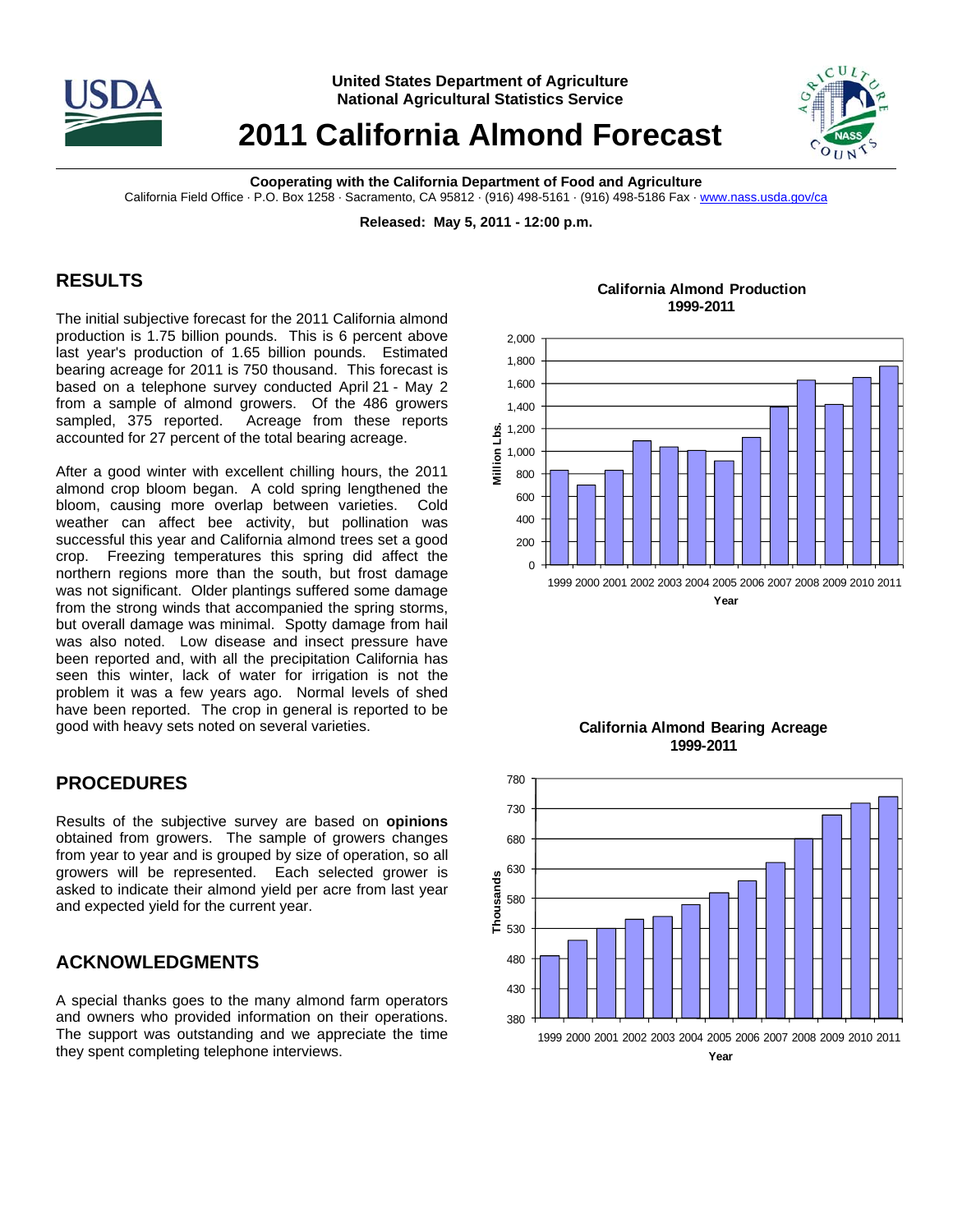# United States Department of Agriculture
## National Agricultural Statistics Service

# 2011 California Almond Forecast

**Cooperating with the California Department of Food and Agriculture**

California Field Office · P.O. Box 1258 · Sacramento, CA 95812 · (916) 498-5161 · (916) 498-5186 Fax · www.nass.usda.gov/ca

**Released: May 5, 2011 - 12:00 p.m.**

## RESULTS

The initial subjective forecast for the 2011 California almond production is 1.75 billion pounds. This is 6 percent above last year's production of 1.65 billion pounds. Estimated bearing acreage for 2011 is 750 thousand. This forecast is based on a telephone survey conducted April 21 - May 2 from a sample of almond growers. Of the 486 growers sampled, 375 reported. Acreage from these reports accounted for 27 percent of the total bearing acreage.

After a good winter with excellent chilling hours, the 2011 almond crop bloom began. A cold spring lengthened the bloom, causing more overlap between varieties. Cold weather can affect bee activity, but pollination was successful this year and California almond trees set a good crop. Freezing temperatures this spring did affect the northern regions more than the south, but frost damage was not significant. Older plantings suffered some damage from the strong winds that accompanied the spring storms, but overall damage was minimal. Spotty damage from hail was also noted. Low disease and insect pressure have been reported and, with all the precipitation California has seen this winter, lack of water for irrigation is not the problem it was a few years ago. Normal levels of shed have been reported. The crop in general is reported to be good with heavy sets noted on several varieties.

## PROCEDURES

Results of the subjective survey are based on **opinions** obtained from growers. The sample of growers changes from year to year and is grouped by size of operation, so all growers will be represented. Each selected grower is asked to indicate their almond yield per acre from last year and expected yield for the current year.

## ACKNOWLEDGMENTS

A special thanks goes to the many almond farm operators and owners who provided information on their operations. The support was outstanding and we appreciate the time they spent completing telephone interviews.

**California Almond Production 1999-2011**

**California Almond Bearing Acreage 1999-2011**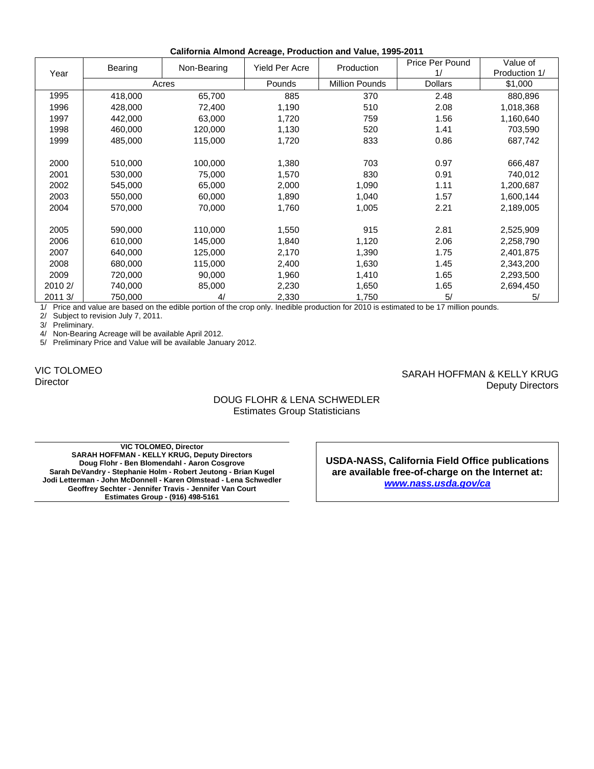**California Almond Acreage, Production and Value, 1995-2011**

| Year | Bearing | Non-Bearing | Yield Per Acre | Production | Price Per Pound 1/ | Value of Production 1/ |
|---|---|---|---|---|---|---|
| | Acres | | Pounds | Million Pounds | Dollars | $1,000 |
| 1995 | 418,000 | 65,700 | 885 | 370 | 2.48 | 880,896 |
| 1996 | 428,000 | 72,400 | 1,190 | 510 | 2.08 | 1,018,368 |
| 1997 | 442,000 | 63,000 | 1,720 | 759 | 1.56 | 1,160,640 |
| 1998 | 460,000 | 120,000 | 1,130 | 520 | 1.41 | 703,590 |
| 1999 | 485,000 | 115,000 | 1,720 | 833 | 0.86 | 687,742 |
| 2000 | 510,000 | 100,000 | 1,380 | 703 | 0.97 | 666,487 |
| 2001 | 530,000 | 75,000 | 1,570 | 830 | 0.91 | 740,012 |
| 2002 | 545,000 | 65,000 | 2,000 | 1,090 | 1.11 | 1,200,687 |
| 2003 | 550,000 | 60,000 | 1,890 | 1,040 | 1.57 | 1,600,144 |
| 2004 | 570,000 | 70,000 | 1,760 | 1,005 | 2.21 | 2,189,005 |
| 2005 | 590,000 | 110,000 | 1,550 | 915 | 2.81 | 2,525,909 |
| 2006 | 610,000 | 145,000 | 1,840 | 1,120 | 2.06 | 2,258,790 |
| 2007 | 640,000 | 125,000 | 2,170 | 1,390 | 1.75 | 2,401,875 |
| 2008 | 680,000 | 115,000 | 2,400 | 1,630 | 1.45 | 2,343,200 |
| 2009 | 720,000 | 90,000 | 1,960 | 1,410 | 1.65 | 2,293,500 |
| 2010 2/ | 740,000 | 85,000 | 2,230 | 1,650 | 1.65 | 2,694,450 |
| 2011 3/ | 750,000 | 4/ | 2,330 | 1,750 | 5/ | 5/ |

1/ Price and value are based on the edible portion of the crop only. Inedible production for 2010 is estimated to be 17 million pounds.
2/ Subject to revision July 7, 2011.
3/ Preliminary.
4/ Non-Bearing Acreage will be available April 2012.
5/ Preliminary Price and Value will be available January 2012.

VIC TOLOMEO
Director

SARAH HOFFMAN & KELLY KRUG
Deputy Directors

DOUG FLOHR & LENA SCHWEDLER
Estimates Group Statisticians

**VIC TOLOMEO, Director**
**SARAH HOFFMAN - KELLY KRUG, Deputy Directors**
**Doug Flohr - Ben Blomendahl - Aaron Cosgrove**
**Sarah DeVandry - Stephanie Holm - Robert Jeutong - Brian Kugel**
**Jodi Letterman - John McDonnell - Karen Olmstead - Lena Schwedler**
**Geoffrey Sechter - Jennifer Travis - Jennifer Van Court**
**Estimates Group - (916) 498-5161**

**USDA-NASS, California Field Office publications are available free-of-charge on the Internet at:** ***www.nass.usda.gov/ca***